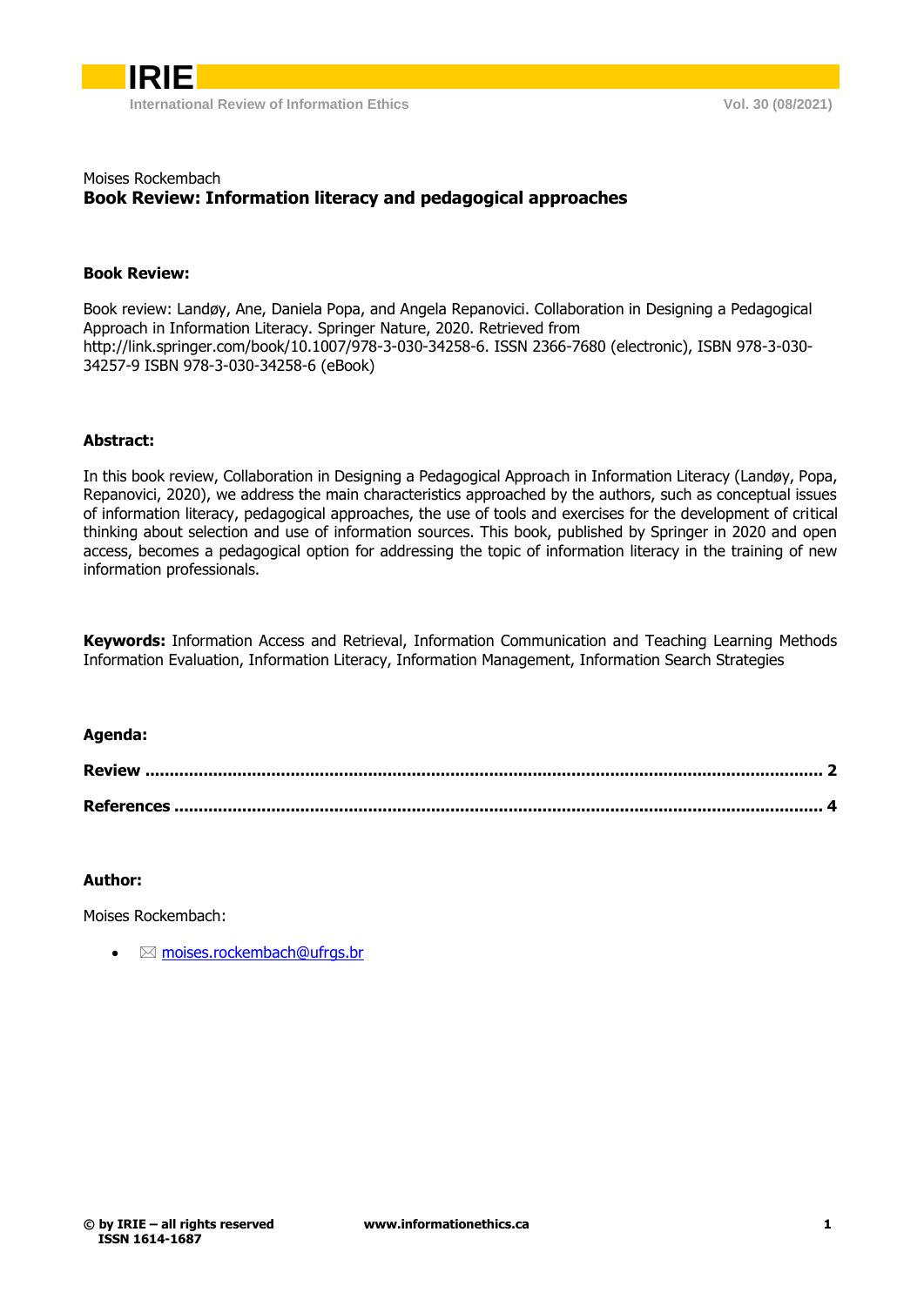Moises Rockembach

# Book Review: Information literacy and pedagogical approaches

**Book Review:**

Book review: Landøy, Ane, Daniela Popa, and Angela Repanovici. Collaboration in Designing a Pedagogical Approach in Information Literacy. Springer Nature, 2020. Retrieved from http://link.springer.com/book/10.1007/978-3-030-34258-6. ISSN 2366-7680 (electronic), ISBN 978-3-030-34257-9 ISBN 978-3-030-34258-6 (eBook)

**Abstract:**

In this book review, Collaboration in Designing a Pedagogical Approach in Information Literacy (Landøy, Popa, Repanovici, 2020), we address the main characteristics approached by the authors, such as conceptual issues of information literacy, pedagogical approaches, the use of tools and exercises for the development of critical thinking about selection and use of information sources. This book, published by Springer in 2020 and open access, becomes a pedagogical option for addressing the topic of information literacy in the training of new information professionals.

**Keywords:** Information Access and Retrieval, Information Communication and Teaching Learning Methods Information Evaluation, Information Literacy, Information Management, Information Search Strategies

**Agenda:**

**Review** ..... **2**

**References** ..... **4**

**Author:**

Moises Rockembach:

- ✉ moises.rockembach@ufrgs.br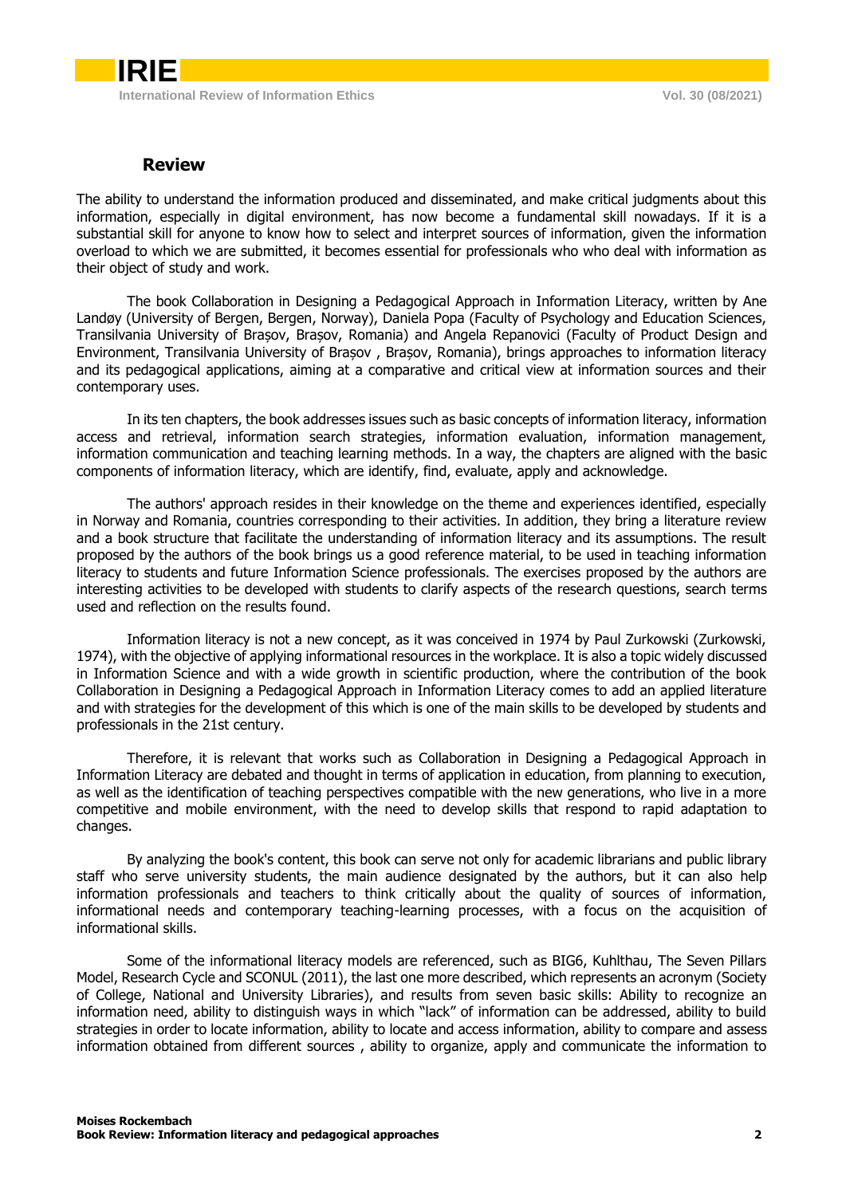## Review

The ability to understand the information produced and disseminated, and make critical judgments about this information, especially in digital environment, has now become a fundamental skill nowadays. If it is a substantial skill for anyone to know how to select and interpret sources of information, given the information overload to which we are submitted, it becomes essential for professionals who who deal with information as their object of study and work.

The book Collaboration in Designing a Pedagogical Approach in Information Literacy, written by Ane Landøy (University of Bergen, Bergen, Norway), Daniela Popa (Faculty of Psychology and Education Sciences, Transilvania University of Brașov, Brașov, Romania) and Angela Repanovici (Faculty of Product Design and Environment, Transilvania University of Brașov , Brașov, Romania), brings approaches to information literacy and its pedagogical applications, aiming at a comparative and critical view at information sources and their contemporary uses.

In its ten chapters, the book addresses issues such as basic concepts of information literacy, information access and retrieval, information search strategies, information evaluation, information management, information communication and teaching learning methods. In a way, the chapters are aligned with the basic components of information literacy, which are identify, find, evaluate, apply and acknowledge.

The authors' approach resides in their knowledge on the theme and experiences identified, especially in Norway and Romania, countries corresponding to their activities. In addition, they bring a literature review and a book structure that facilitate the understanding of information literacy and its assumptions. The result proposed by the authors of the book brings us a good reference material, to be used in teaching information literacy to students and future Information Science professionals. The exercises proposed by the authors are interesting activities to be developed with students to clarify aspects of the research questions, search terms used and reflection on the results found.

Information literacy is not a new concept, as it was conceived in 1974 by Paul Zurkowski (Zurkowski, 1974), with the objective of applying informational resources in the workplace. It is also a topic widely discussed in Information Science and with a wide growth in scientific production, where the contribution of the book Collaboration in Designing a Pedagogical Approach in Information Literacy comes to add an applied literature and with strategies for the development of this which is one of the main skills to be developed by students and professionals in the 21st century.

Therefore, it is relevant that works such as Collaboration in Designing a Pedagogical Approach in Information Literacy are debated and thought in terms of application in education, from planning to execution, as well as the identification of teaching perspectives compatible with the new generations, who live in a more competitive and mobile environment, with the need to develop skills that respond to rapid adaptation to changes.

By analyzing the book's content, this book can serve not only for academic librarians and public library staff who serve university students, the main audience designated by the authors, but it can also help information professionals and teachers to think critically about the quality of sources of information, informational needs and contemporary teaching-learning processes, with a focus on the acquisition of informational skills.

Some of the informational literacy models are referenced, such as BIG6, Kuhlthau, The Seven Pillars Model, Research Cycle and SCONUL (2011), the last one more described, which represents an acronym (Society of College, National and University Libraries), and results from seven basic skills: Ability to recognize an information need, ability to distinguish ways in which "lack" of information can be addressed, ability to build strategies in order to locate information, ability to locate and access information, ability to compare and assess information obtained from different sources , ability to organize, apply and communicate the information to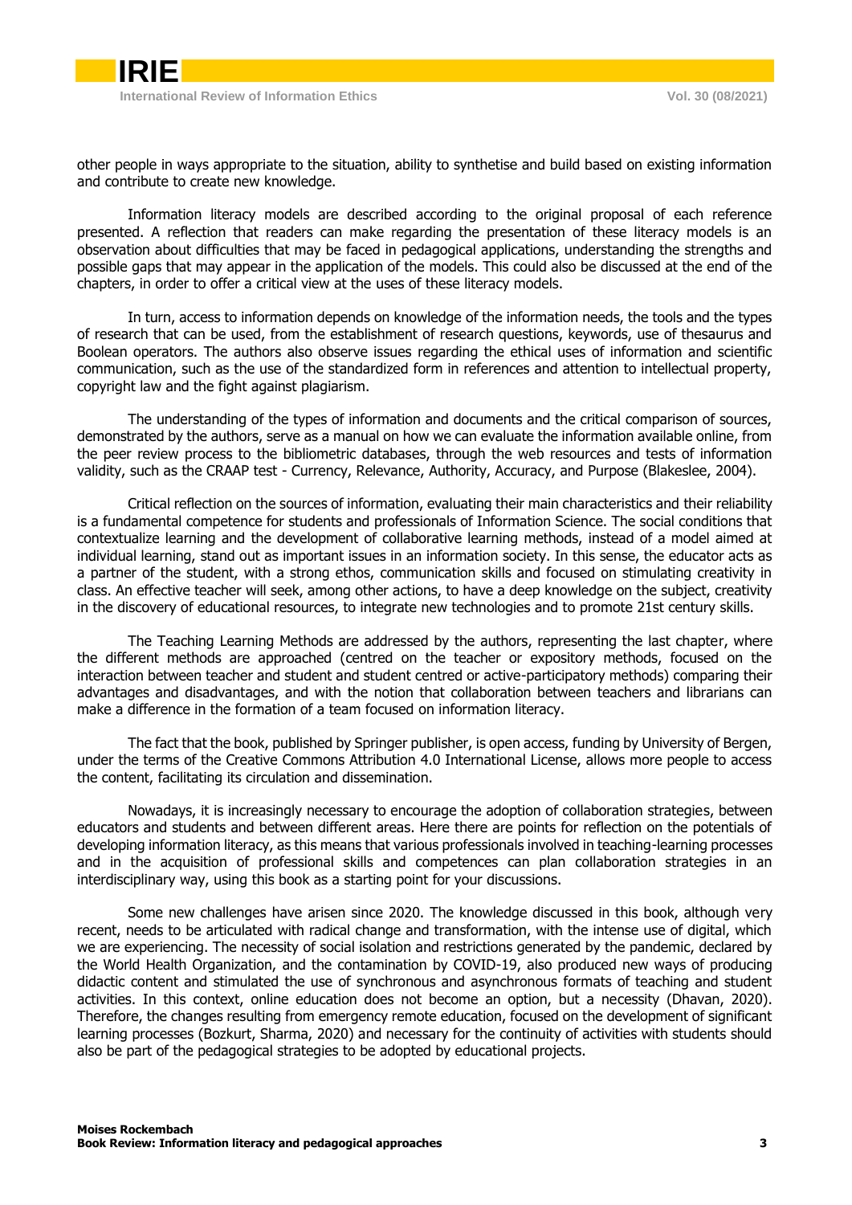other people in ways appropriate to the situation, ability to synthetise and build based on existing information and contribute to create new knowledge.

Information literacy models are described according to the original proposal of each reference presented. A reflection that readers can make regarding the presentation of these literacy models is an observation about difficulties that may be faced in pedagogical applications, understanding the strengths and possible gaps that may appear in the application of the models. This could also be discussed at the end of the chapters, in order to offer a critical view at the uses of these literacy models.

In turn, access to information depends on knowledge of the information needs, the tools and the types of research that can be used, from the establishment of research questions, keywords, use of thesaurus and Boolean operators. The authors also observe issues regarding the ethical uses of information and scientific communication, such as the use of the standardized form in references and attention to intellectual property, copyright law and the fight against plagiarism.

The understanding of the types of information and documents and the critical comparison of sources, demonstrated by the authors, serve as a manual on how we can evaluate the information available online, from the peer review process to the bibliometric databases, through the web resources and tests of information validity, such as the CRAAP test - Currency, Relevance, Authority, Accuracy, and Purpose (Blakeslee, 2004).

Critical reflection on the sources of information, evaluating their main characteristics and their reliability is a fundamental competence for students and professionals of Information Science. The social conditions that contextualize learning and the development of collaborative learning methods, instead of a model aimed at individual learning, stand out as important issues in an information society. In this sense, the educator acts as a partner of the student, with a strong ethos, communication skills and focused on stimulating creativity in class. An effective teacher will seek, among other actions, to have a deep knowledge on the subject, creativity in the discovery of educational resources, to integrate new technologies and to promote 21st century skills.

The Teaching Learning Methods are addressed by the authors, representing the last chapter, where the different methods are approached (centred on the teacher or expository methods, focused on the interaction between teacher and student and student centred or active-participatory methods) comparing their advantages and disadvantages, and with the notion that collaboration between teachers and librarians can make a difference in the formation of a team focused on information literacy.

The fact that the book, published by Springer publisher, is open access, funding by University of Bergen, under the terms of the Creative Commons Attribution 4.0 International License, allows more people to access the content, facilitating its circulation and dissemination.

Nowadays, it is increasingly necessary to encourage the adoption of collaboration strategies, between educators and students and between different areas. Here there are points for reflection on the potentials of developing information literacy, as this means that various professionals involved in teaching-learning processes and in the acquisition of professional skills and competences can plan collaboration strategies in an interdisciplinary way, using this book as a starting point for your discussions.

Some new challenges have arisen since 2020. The knowledge discussed in this book, although very recent, needs to be articulated with radical change and transformation, with the intense use of digital, which we are experiencing. The necessity of social isolation and restrictions generated by the pandemic, declared by the World Health Organization, and the contamination by COVID-19, also produced new ways of producing didactic content and stimulated the use of synchronous and asynchronous formats of teaching and student activities. In this context, online education does not become an option, but a necessity (Dhavan, 2020). Therefore, the changes resulting from emergency remote education, focused on the development of significant learning processes (Bozkurt, Sharma, 2020) and necessary for the continuity of activities with students should also be part of the pedagogical strategies to be adopted by educational projects.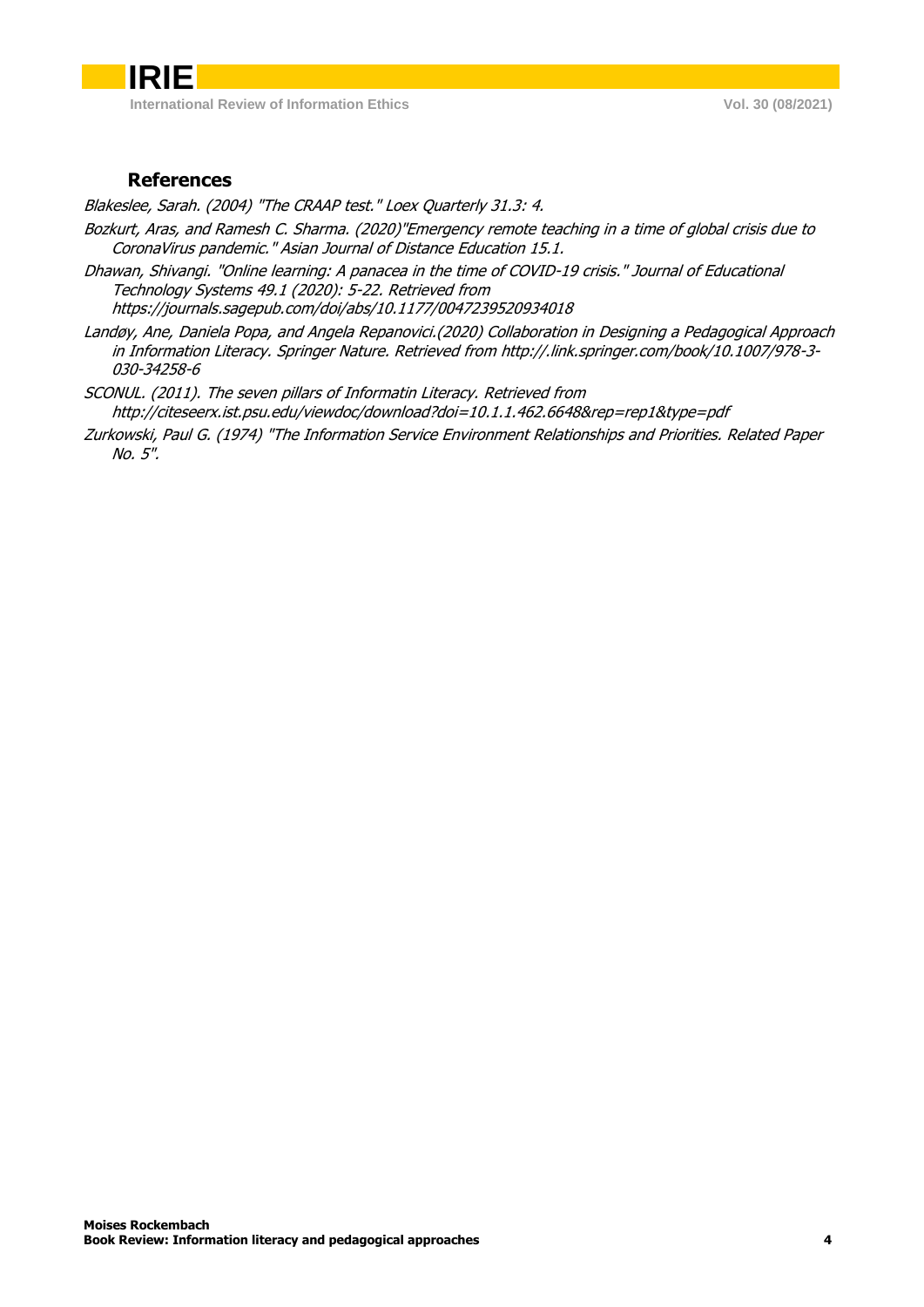## References

*Blakeslee, Sarah. (2004) "The CRAAP test." Loex Quarterly 31.3: 4.*

*Bozkurt, Aras, and Ramesh C. Sharma. (2020)"Emergency remote teaching in a time of global crisis due to CoronaVirus pandemic." Asian Journal of Distance Education 15.1.*

*Dhawan, Shivangi. "Online learning: A panacea in the time of COVID-19 crisis." Journal of Educational Technology Systems 49.1 (2020): 5-22. Retrieved from https://journals.sagepub.com/doi/abs/10.1177/0047239520934018*

*Landøy, Ane, Daniela Popa, and Angela Repanovici.(2020) Collaboration in Designing a Pedagogical Approach in Information Literacy. Springer Nature. Retrieved from http://.link.springer.com/book/10.1007/978-3-030-34258-6*

*SCONUL. (2011). The seven pillars of Informatin Literacy. Retrieved from http://citeseerx.ist.psu.edu/viewdoc/download?doi=10.1.1.462.6648&rep=rep1&type=pdf*

*Zurkowski, Paul G. (1974) "The Information Service Environment Relationships and Priorities. Related Paper No. 5".*